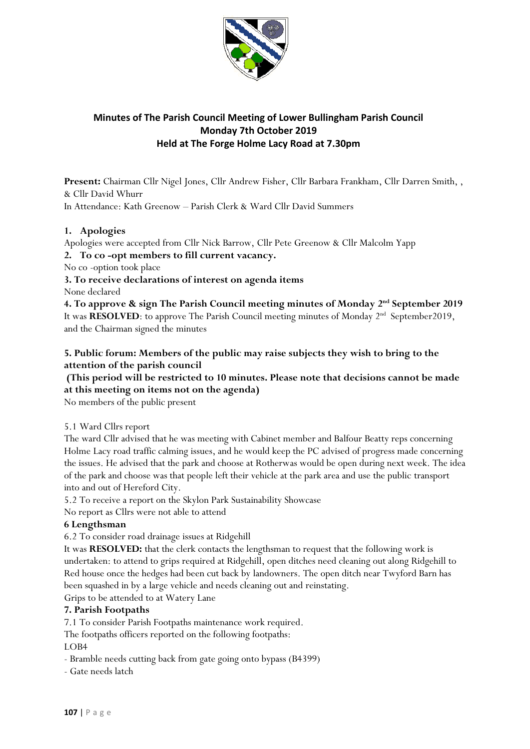## Minutes of The Parish Council Meeting of Lower Bullingham Parish Council
## Monday 7th October 2019
## Held at The Forge Holme Lacy Road at 7.30pm

**Present:** Chairman Cllr Nigel Jones, Cllr Andrew Fisher, Cllr Barbara Frankham, Cllr Darren Smith, , & Cllr David Whurr

In Attendance: Kath Greenow – Parish Clerk & Ward Cllr David Summers

### 1. Apologies

Apologies were accepted from Cllr Nick Barrow, Cllr Pete Greenow & Cllr Malcolm Yapp

### 2. To co -opt members to fill current vacancy.

No co -option took place

### 3. To receive declarations of interest on agenda items

None declared

### 4. To approve & sign The Parish Council meeting minutes of Monday 2nd September 2019

It was **RESOLVED**: to approve The Parish Council meeting minutes of Monday 2nd September2019, and the Chairman signed the minutes

### 5. Public forum: Members of the public may raise subjects they wish to bring to the attention of the parish council

**(This period will be restricted to 10 minutes. Please note that decisions cannot be made at this meeting on items not on the agenda)**

No members of the public present

5.1 Ward Cllrs report

The ward Cllr advised that he was meeting with Cabinet member and Balfour Beatty reps concerning Holme Lacy road traffic calming issues, and he would keep the PC advised of progress made concerning the issues. He advised that the park and choose at Rotherwas would be open during next week. The idea of the park and choose was that people left their vehicle at the park area and use the public transport into and out of Hereford City.

5.2 To receive a report on the Skylon Park Sustainability Showcase

No report as Cllrs were not able to attend

### 6 Lengthsman

6.2 To consider road drainage issues at Ridgehill

It was **RESOLVED:** that the clerk contacts the lengthsman to request that the following work is undertaken: to attend to grips required at Ridgehill, open ditches need cleaning out along Ridgehill to Red house once the hedges had been cut back by landowners. The open ditch near Twyford Barn has been squashed in by a large vehicle and needs cleaning out and reinstating.

Grips to be attended to at Watery Lane

### 7. Parish Footpaths

7.1 To consider Parish Footpaths maintenance work required.

The footpaths officers reported on the following footpaths:

LOB4

- Bramble needs cutting back from gate going onto bypass (B4399)
- Gate needs latch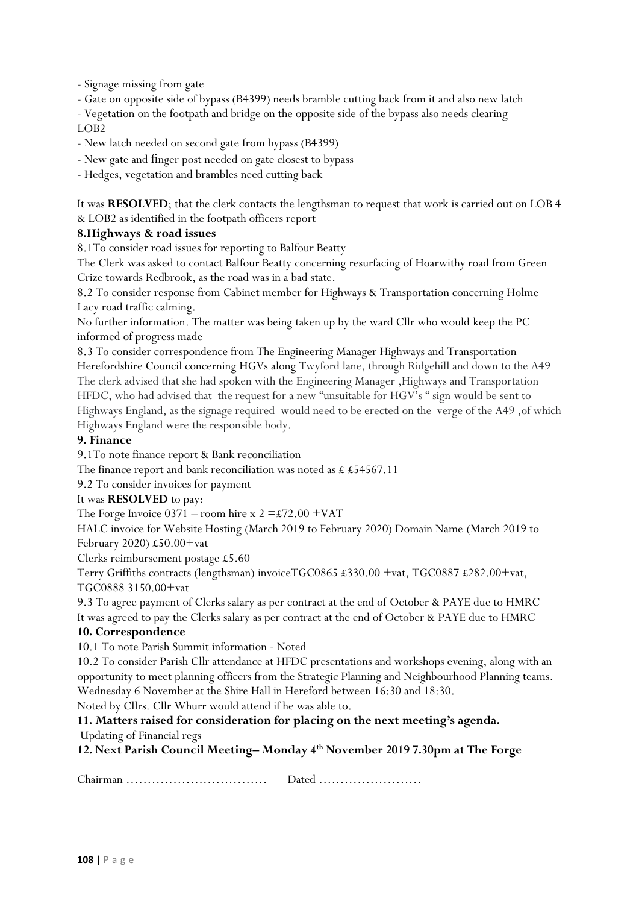- Signage missing from gate
- Gate on opposite side of bypass (B4399) needs bramble cutting back from it and also new latch
- Vegetation on the footpath and bridge on the opposite side of the bypass also needs clearing

LOB2

- New latch needed on second gate from bypass (B4399)
- New gate and finger post needed on gate closest to bypass
- Hedges, vegetation and brambles need cutting back

It was **RESOLVED**; that the clerk contacts the lengthsman to request that work is carried out on LOB 4 & LOB2 as identified in the footpath officers report

**8.Highways & road issues**

8.1To consider road issues for reporting to Balfour Beatty

The Clerk was asked to contact Balfour Beatty concerning resurfacing of Hoarwithy road from Green Crize towards Redbrook, as the road was in a bad state.

8.2 To consider response from Cabinet member for Highways & Transportation concerning Holme Lacy road traffic calming.

No further information. The matter was being taken up by the ward Cllr who would keep the PC informed of progress made

8.3 To consider correspondence from The Engineering Manager Highways and Transportation Herefordshire Council concerning HGVs along Twyford lane, through Ridgehill and down to the A49

The clerk advised that she had spoken with the Engineering Manager ,Highways and Transportation HFDC, who had advised that the request for a new "unsuitable for HGV's " sign would be sent to Highways England, as the signage required would need to be erected on the verge of the A49 ,of which Highways England were the responsible body.

**9. Finance**

9.1To note finance report & Bank reconciliation

The finance report and bank reconciliation was noted as £ £54567.11

9.2 To consider invoices for payment

It was **RESOLVED** to pay:

The Forge Invoice 0371 – room hire x 2 =£72.00 +VAT

HALC invoice for Website Hosting (March 2019 to February 2020) Domain Name (March 2019 to February 2020) £50.00+vat

Clerks reimbursement postage £5.60

Terry Griffiths contracts (lengthsman) invoiceTGC0865 £330.00 +vat, TGC0887 £282.00+vat, TGC0888 3150.00+vat

9.3 To agree payment of Clerks salary as per contract at the end of October & PAYE due to HMRC

It was agreed to pay the Clerks salary as per contract at the end of October & PAYE due to HMRC

**10. Correspondence**

10.1 To note Parish Summit information - Noted

10.2 To consider Parish Cllr attendance at HFDC presentations and workshops evening, along with an opportunity to meet planning officers from the Strategic Planning and Neighbourhood Planning teams. Wednesday 6 November at the Shire Hall in Hereford between 16:30 and 18:30.

Noted by Cllrs. Cllr Whurr would attend if he was able to.

**11. Matters raised for consideration for placing on the next meeting's agenda.**

Updating of Financial regs

**12. Next Parish Council Meeting– Monday 4th November 2019 7.30pm at The Forge**

Chairman …………………………… Dated ……………………